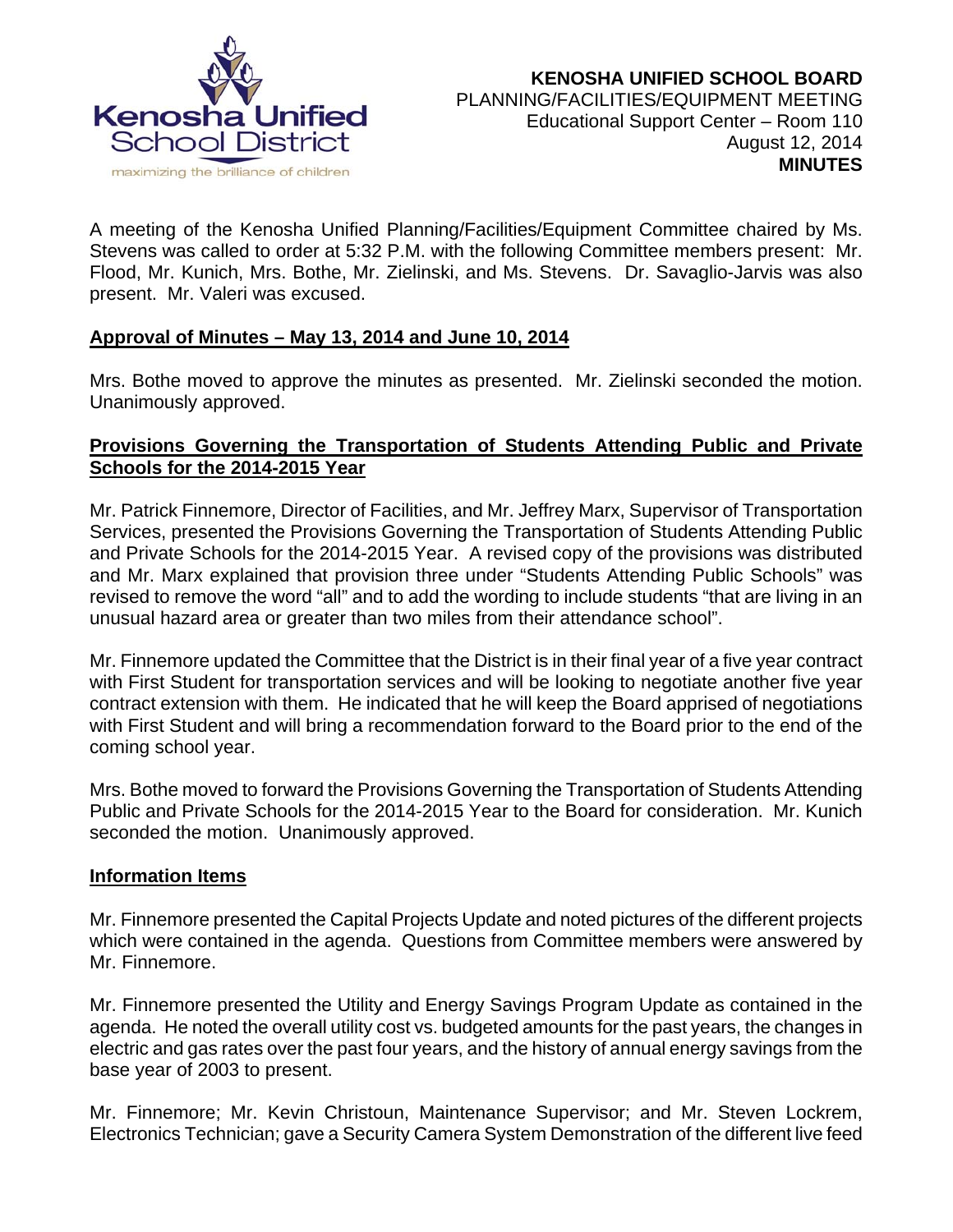**KENOSHA UNIFIED SCHOOL BOARD**
PLANNING/FACILITIES/EQUIPMENT MEETING
Educational Support Center – Room 110
August 12, 2014
**MINUTES**

A meeting of the Kenosha Unified Planning/Facilities/Equipment Committee chaired by Ms. Stevens was called to order at 5:32 P.M. with the following Committee members present: Mr. Flood, Mr. Kunich, Mrs. Bothe, Mr. Zielinski, and Ms. Stevens. Dr. Savaglio-Jarvis was also present. Mr. Valeri was excused.

## Approval of Minutes – May 13, 2014 and June 10, 2014

Mrs. Bothe moved to approve the minutes as presented. Mr. Zielinski seconded the motion. Unanimously approved.

## Provisions Governing the Transportation of Students Attending Public and Private Schools for the 2014-2015 Year

Mr. Patrick Finnemore, Director of Facilities, and Mr. Jeffrey Marx, Supervisor of Transportation Services, presented the Provisions Governing the Transportation of Students Attending Public and Private Schools for the 2014-2015 Year. A revised copy of the provisions was distributed and Mr. Marx explained that provision three under "Students Attending Public Schools" was revised to remove the word "all" and to add the wording to include students "that are living in an unusual hazard area or greater than two miles from their attendance school".

Mr. Finnemore updated the Committee that the District is in their final year of a five year contract with First Student for transportation services and will be looking to negotiate another five year contract extension with them. He indicated that he will keep the Board apprised of negotiations with First Student and will bring a recommendation forward to the Board prior to the end of the coming school year.

Mrs. Bothe moved to forward the Provisions Governing the Transportation of Students Attending Public and Private Schools for the 2014-2015 Year to the Board for consideration. Mr. Kunich seconded the motion. Unanimously approved.

## Information Items

Mr. Finnemore presented the Capital Projects Update and noted pictures of the different projects which were contained in the agenda. Questions from Committee members were answered by Mr. Finnemore.

Mr. Finnemore presented the Utility and Energy Savings Program Update as contained in the agenda. He noted the overall utility cost vs. budgeted amounts for the past years, the changes in electric and gas rates over the past four years, and the history of annual energy savings from the base year of 2003 to present.

Mr. Finnemore; Mr. Kevin Christoun, Maintenance Supervisor; and Mr. Steven Lockrem, Electronics Technician; gave a Security Camera System Demonstration of the different live feed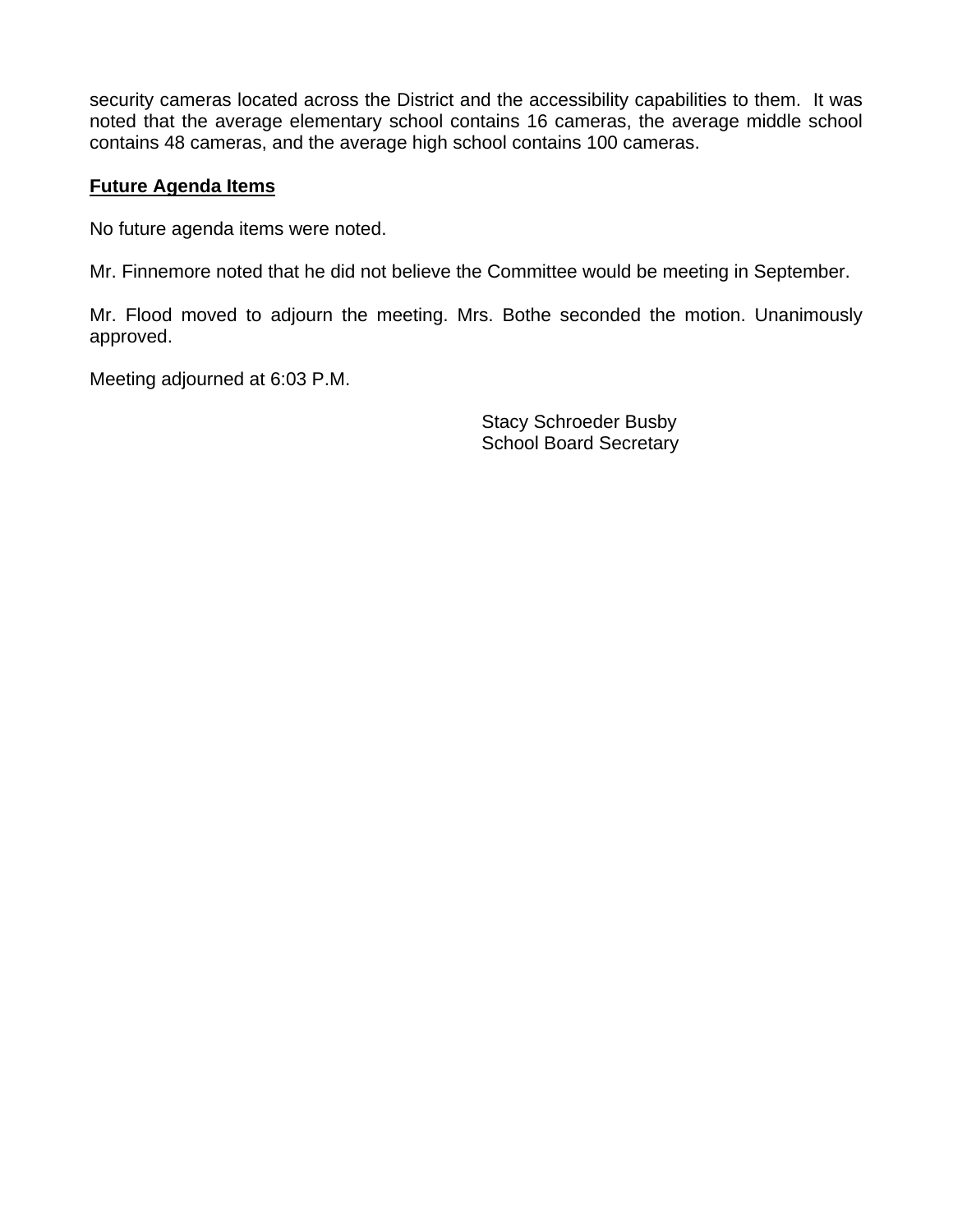security cameras located across the District and the accessibility capabilities to them. It was noted that the average elementary school contains 16 cameras, the average middle school contains 48 cameras, and the average high school contains 100 cameras.

**Future Agenda Items**

No future agenda items were noted.

Mr. Finnemore noted that he did not believe the Committee would be meeting in September.

Mr. Flood moved to adjourn the meeting. Mrs. Bothe seconded the motion. Unanimously approved.

Meeting adjourned at 6:03 P.M.

Stacy Schroeder Busby
School Board Secretary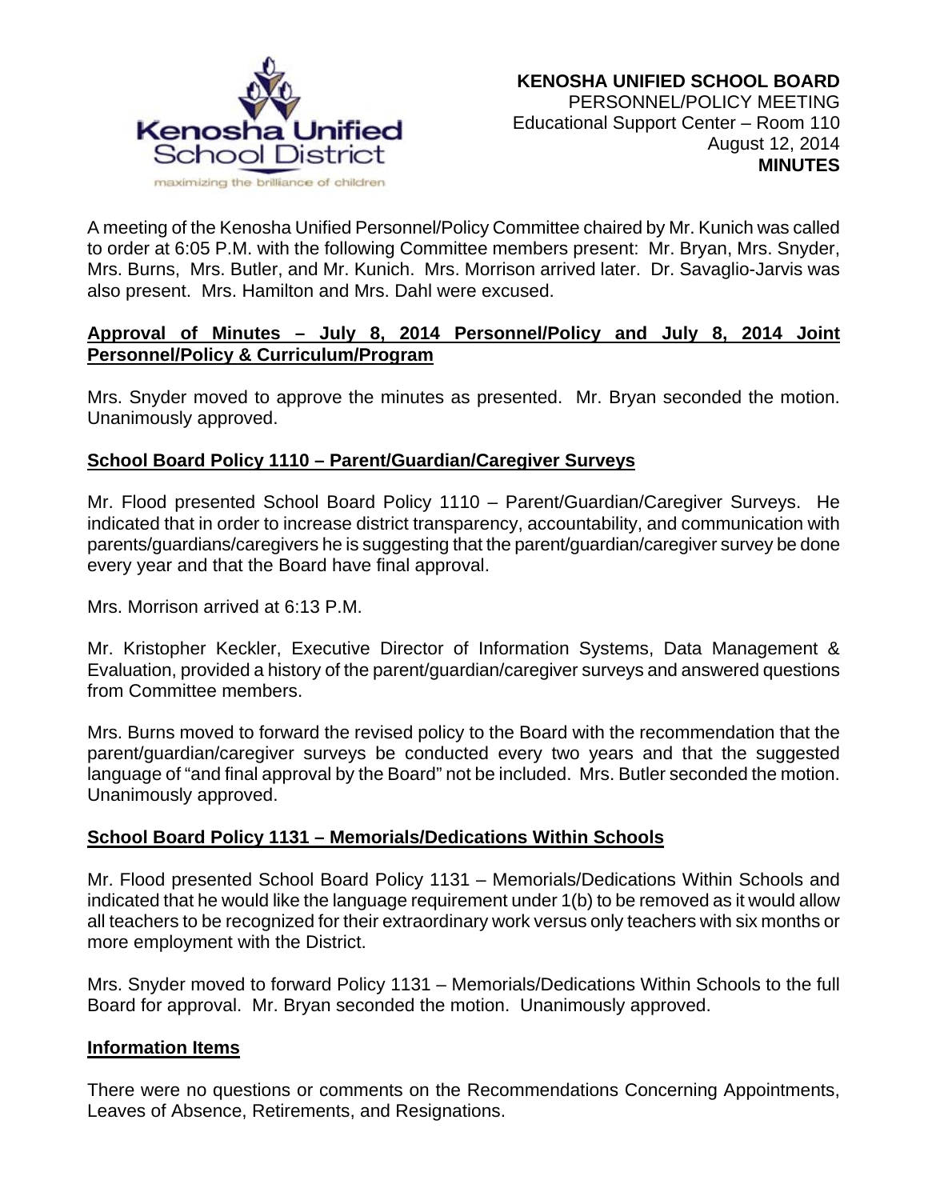**KENOSHA UNIFIED SCHOOL BOARD**
PERSONNEL/POLICY MEETING
Educational Support Center – Room 110
August 12, 2014
**MINUTES**

A meeting of the Kenosha Unified Personnel/Policy Committee chaired by Mr. Kunich was called to order at 6:05 P.M. with the following Committee members present: Mr. Bryan, Mrs. Snyder, Mrs. Burns, Mrs. Butler, and Mr. Kunich. Mrs. Morrison arrived later. Dr. Savaglio-Jarvis was also present. Mrs. Hamilton and Mrs. Dahl were excused.

**Approval of Minutes – July 8, 2014 Personnel/Policy and July 8, 2014 Joint Personnel/Policy & Curriculum/Program**

Mrs. Snyder moved to approve the minutes as presented. Mr. Bryan seconded the motion. Unanimously approved.

**School Board Policy 1110 – Parent/Guardian/Caregiver Surveys**

Mr. Flood presented School Board Policy 1110 – Parent/Guardian/Caregiver Surveys. He indicated that in order to increase district transparency, accountability, and communication with parents/guardians/caregivers he is suggesting that the parent/guardian/caregiver survey be done every year and that the Board have final approval.

Mrs. Morrison arrived at 6:13 P.M.

Mr. Kristopher Keckler, Executive Director of Information Systems, Data Management & Evaluation, provided a history of the parent/guardian/caregiver surveys and answered questions from Committee members.

Mrs. Burns moved to forward the revised policy to the Board with the recommendation that the parent/guardian/caregiver surveys be conducted every two years and that the suggested language of "and final approval by the Board" not be included. Mrs. Butler seconded the motion. Unanimously approved.

**School Board Policy 1131 – Memorials/Dedications Within Schools**

Mr. Flood presented School Board Policy 1131 – Memorials/Dedications Within Schools and indicated that he would like the language requirement under 1(b) to be removed as it would allow all teachers to be recognized for their extraordinary work versus only teachers with six months or more employment with the District.

Mrs. Snyder moved to forward Policy 1131 – Memorials/Dedications Within Schools to the full Board for approval. Mr. Bryan seconded the motion. Unanimously approved.

**Information Items**

There were no questions or comments on the Recommendations Concerning Appointments, Leaves of Absence, Retirements, and Resignations.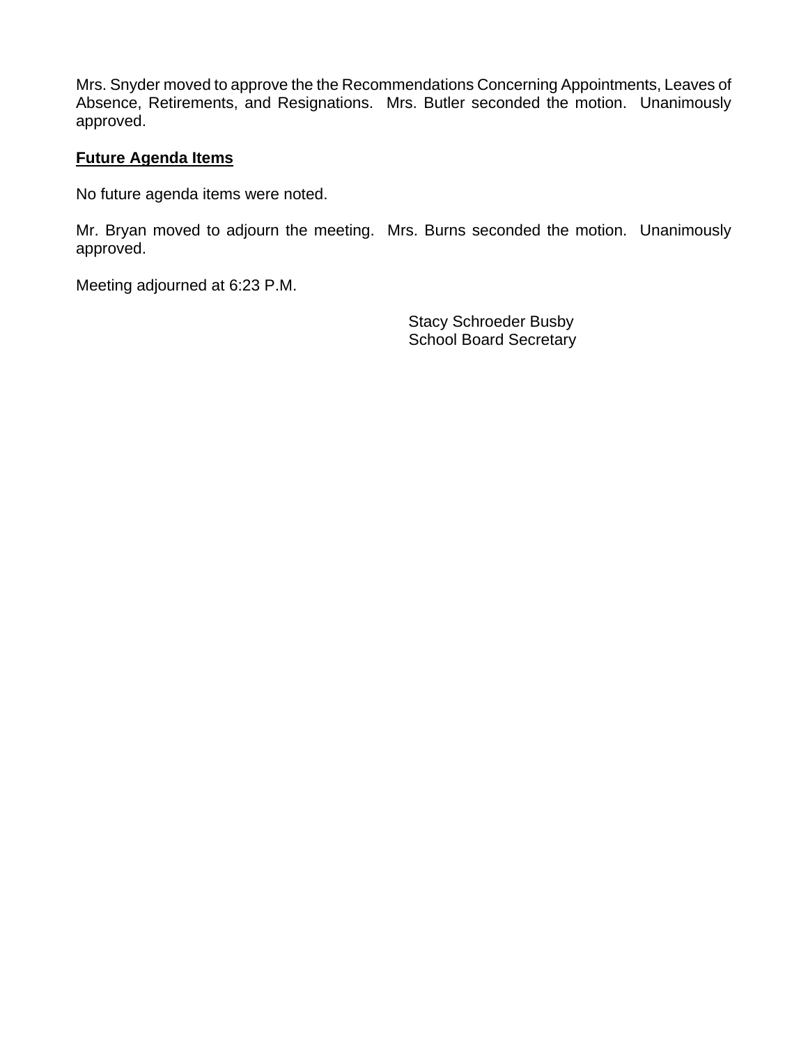Mrs. Snyder moved to approve the the Recommendations Concerning Appointments, Leaves of Absence, Retirements, and Resignations. Mrs. Butler seconded the motion. Unanimously approved.

**Future Agenda Items**

No future agenda items were noted.

Mr. Bryan moved to adjourn the meeting. Mrs. Burns seconded the motion. Unanimously approved.

Meeting adjourned at 6:23 P.M.

Stacy Schroeder Busby
School Board Secretary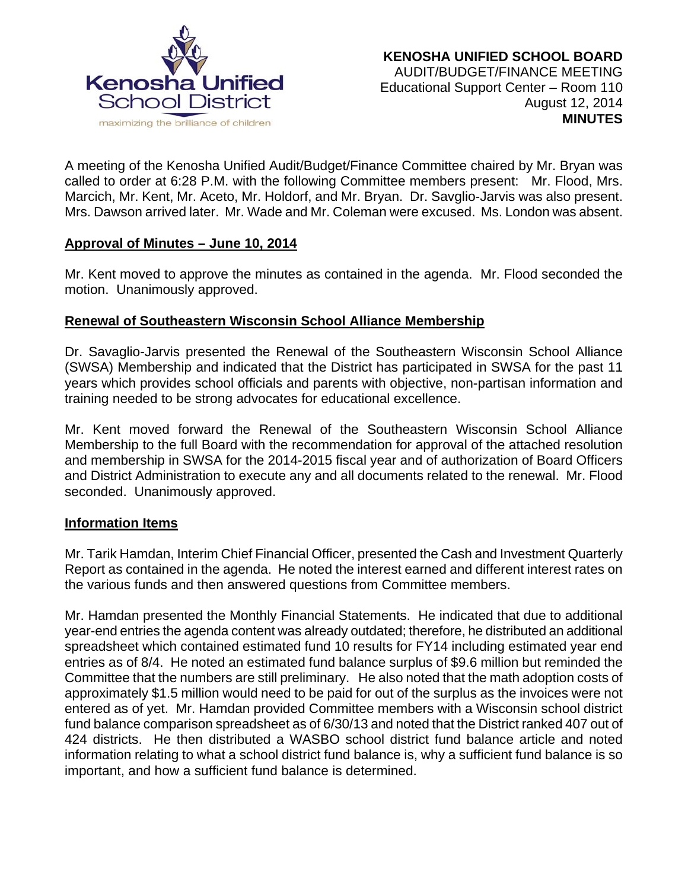**KENOSHA UNIFIED SCHOOL BOARD**
AUDIT/BUDGET/FINANCE MEETING
Educational Support Center – Room 110
August 12, 2014
**MINUTES**

A meeting of the Kenosha Unified Audit/Budget/Finance Committee chaired by Mr. Bryan was called to order at 6:28 P.M. with the following Committee members present: Mr. Flood, Mrs. Marcich, Mr. Kent, Mr. Aceto, Mr. Holdorf, and Mr. Bryan. Dr. Savglio-Jarvis was also present. Mrs. Dawson arrived later. Mr. Wade and Mr. Coleman were excused. Ms. London was absent.

**Approval of Minutes – June 10, 2014**

Mr. Kent moved to approve the minutes as contained in the agenda. Mr. Flood seconded the motion. Unanimously approved.

**Renewal of Southeastern Wisconsin School Alliance Membership**

Dr. Savaglio-Jarvis presented the Renewal of the Southeastern Wisconsin School Alliance (SWSA) Membership and indicated that the District has participated in SWSA for the past 11 years which provides school officials and parents with objective, non-partisan information and training needed to be strong advocates for educational excellence.

Mr. Kent moved forward the Renewal of the Southeastern Wisconsin School Alliance Membership to the full Board with the recommendation for approval of the attached resolution and membership in SWSA for the 2014-2015 fiscal year and of authorization of Board Officers and District Administration to execute any and all documents related to the renewal. Mr. Flood seconded. Unanimously approved.

**Information Items**

Mr. Tarik Hamdan, Interim Chief Financial Officer, presented the Cash and Investment Quarterly Report as contained in the agenda. He noted the interest earned and different interest rates on the various funds and then answered questions from Committee members.

Mr. Hamdan presented the Monthly Financial Statements. He indicated that due to additional year-end entries the agenda content was already outdated; therefore, he distributed an additional spreadsheet which contained estimated fund 10 results for FY14 including estimated year end entries as of 8/4. He noted an estimated fund balance surplus of $9.6 million but reminded the Committee that the numbers are still preliminary. He also noted that the math adoption costs of approximately $1.5 million would need to be paid for out of the surplus as the invoices were not entered as of yet. Mr. Hamdan provided Committee members with a Wisconsin school district fund balance comparison spreadsheet as of 6/30/13 and noted that the District ranked 407 out of 424 districts. He then distributed a WASBO school district fund balance article and noted information relating to what a school district fund balance is, why a sufficient fund balance is so important, and how a sufficient fund balance is determined.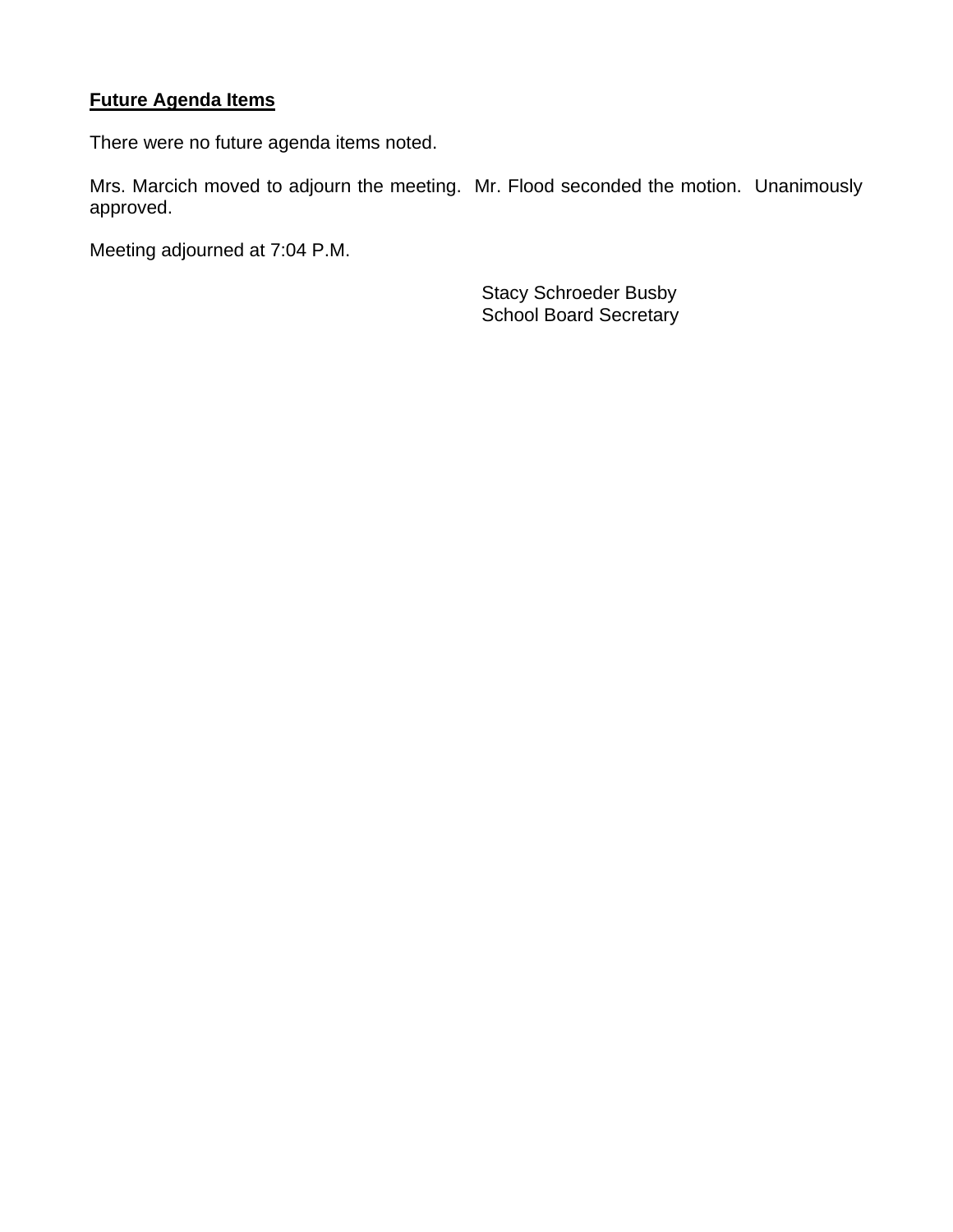**Future Agenda Items**

There were no future agenda items noted.

Mrs. Marcich moved to adjourn the meeting. Mr. Flood seconded the motion. Unanimously approved.

Meeting adjourned at 7:04 P.M.

Stacy Schroeder Busby
School Board Secretary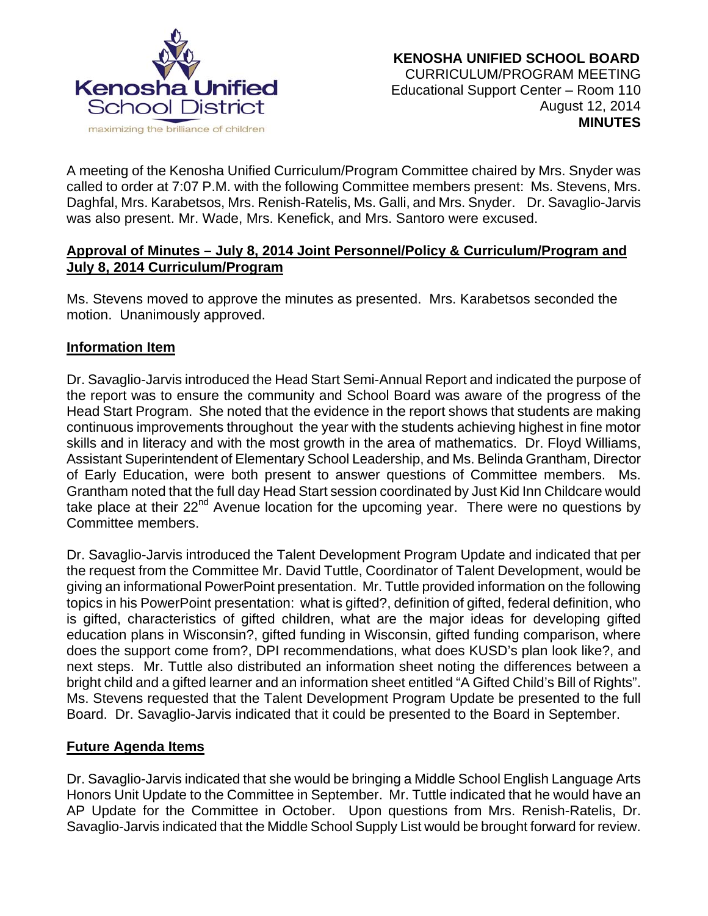Kenosha Unified School District

maximizing the brilliance of children

**KENOSHA UNIFIED SCHOOL BOARD**
CURRICULUM/PROGRAM MEETING
Educational Support Center – Room 110
August 12, 2014
**MINUTES**

A meeting of the Kenosha Unified Curriculum/Program Committee chaired by Mrs. Snyder was called to order at 7:07 P.M. with the following Committee members present: Ms. Stevens, Mrs. Daghfal, Mrs. Karabetsos, Mrs. Renish-Ratelis, Ms. Galli, and Mrs. Snyder. Dr. Savaglio-Jarvis was also present. Mr. Wade, Mrs. Kenefick, and Mrs. Santoro were excused.

**Approval of Minutes – July 8, 2014 Joint Personnel/Policy & Curriculum/Program and July 8, 2014 Curriculum/Program**

Ms. Stevens moved to approve the minutes as presented. Mrs. Karabetsos seconded the motion. Unanimously approved.

**Information Item**

Dr. Savaglio-Jarvis introduced the Head Start Semi-Annual Report and indicated the purpose of the report was to ensure the community and School Board was aware of the progress of the Head Start Program. She noted that the evidence in the report shows that students are making continuous improvements throughout the year with the students achieving highest in fine motor skills and in literacy and with the most growth in the area of mathematics. Dr. Floyd Williams, Assistant Superintendent of Elementary School Leadership, and Ms. Belinda Grantham, Director of Early Education, were both present to answer questions of Committee members. Ms. Grantham noted that the full day Head Start session coordinated by Just Kid Inn Childcare would take place at their 22nd Avenue location for the upcoming year. There were no questions by Committee members.

Dr. Savaglio-Jarvis introduced the Talent Development Program Update and indicated that per the request from the Committee Mr. David Tuttle, Coordinator of Talent Development, would be giving an informational PowerPoint presentation. Mr. Tuttle provided information on the following topics in his PowerPoint presentation: what is gifted?, definition of gifted, federal definition, who is gifted, characteristics of gifted children, what are the major ideas for developing gifted education plans in Wisconsin?, gifted funding in Wisconsin, gifted funding comparison, where does the support come from?, DPI recommendations, what does KUSD's plan look like?, and next steps. Mr. Tuttle also distributed an information sheet noting the differences between a bright child and a gifted learner and an information sheet entitled "A Gifted Child's Bill of Rights". Ms. Stevens requested that the Talent Development Program Update be presented to the full Board. Dr. Savaglio-Jarvis indicated that it could be presented to the Board in September.

**Future Agenda Items**

Dr. Savaglio-Jarvis indicated that she would be bringing a Middle School English Language Arts Honors Unit Update to the Committee in September. Mr. Tuttle indicated that he would have an AP Update for the Committee in October. Upon questions from Mrs. Renish-Ratelis, Dr. Savaglio-Jarvis indicated that the Middle School Supply List would be brought forward for review.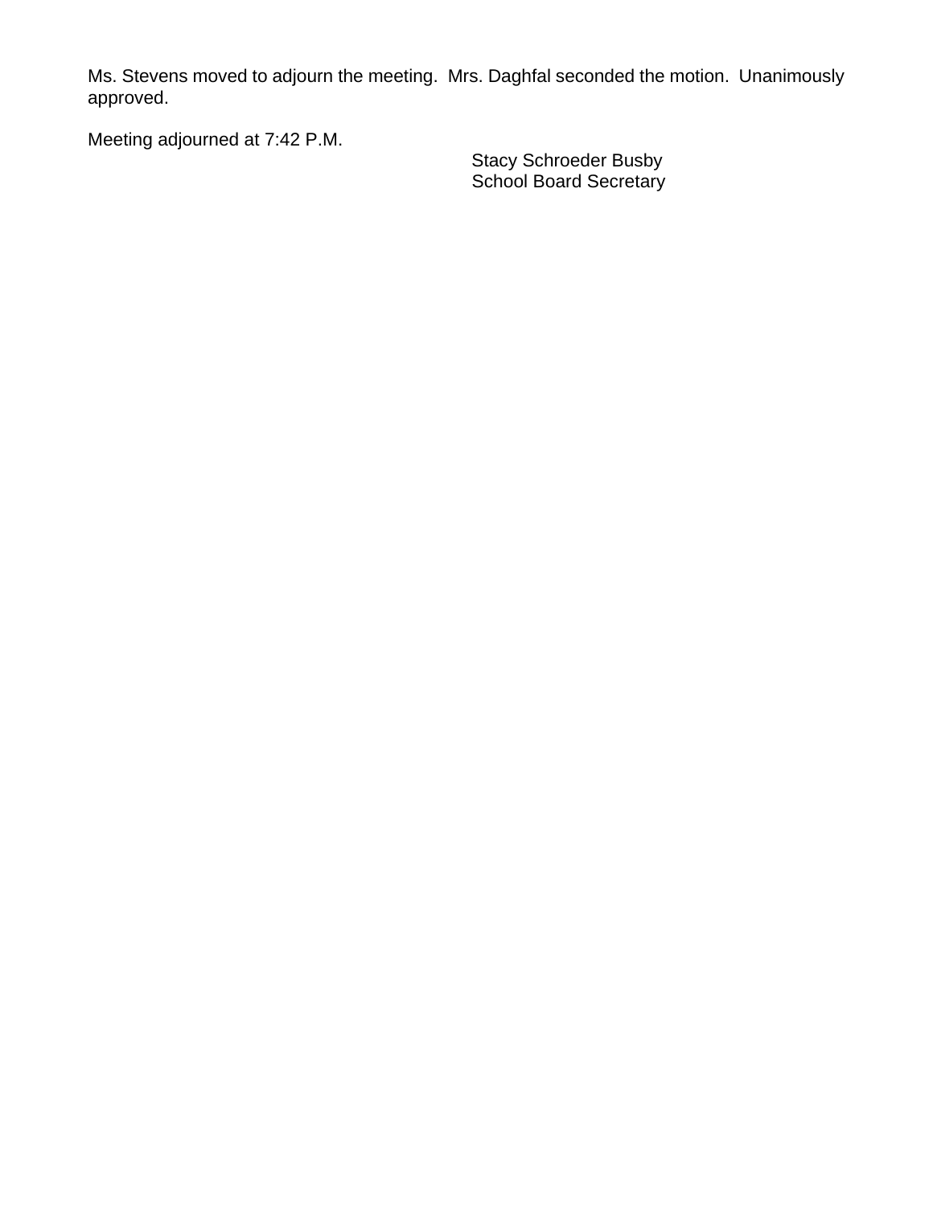Ms. Stevens moved to adjourn the meeting. Mrs. Daghfal seconded the motion. Unanimously approved.

Meeting adjourned at 7:42 P.M.

Stacy Schroeder Busby
School Board Secretary